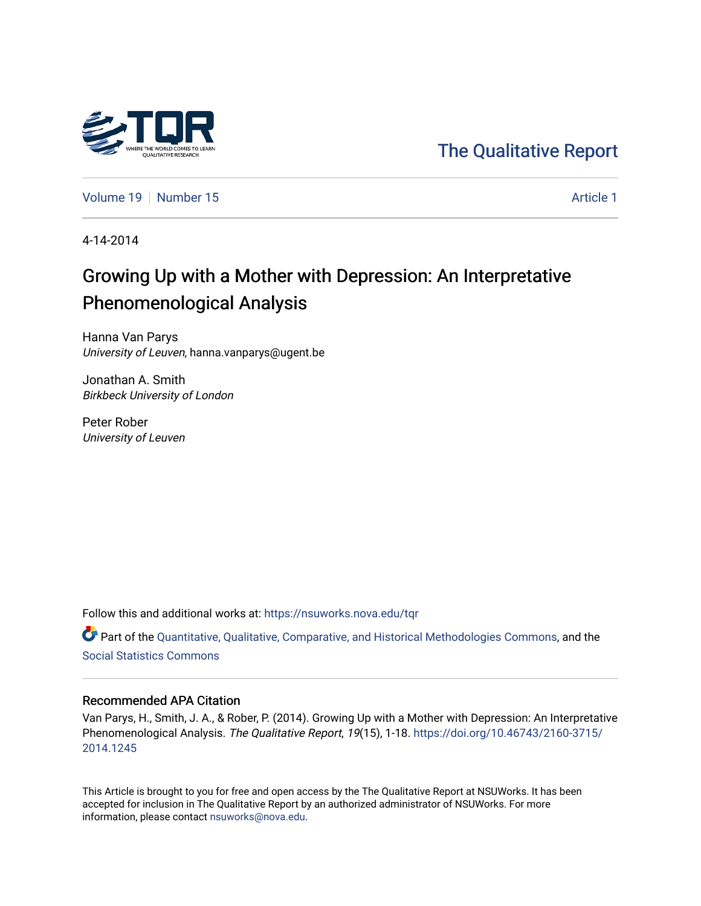The Qualitative Report

Volume 19 | Number 15 | Article 1

4-14-2014

# Growing Up with a Mother with Depression: An Interpretative Phenomenological Analysis

Hanna Van Parys
*University of Leuven*, hanna.vanparys@ugent.be

Jonathan A. Smith
*Birkbeck University of London*

Peter Rober
*University of Leuven*

Follow this and additional works at: https://nsuworks.nova.edu/tqr

Part of the Quantitative, Qualitative, Comparative, and Historical Methodologies Commons, and the Social Statistics Commons

## Recommended APA Citation

Van Parys, H., Smith, J. A., & Rober, P. (2014). Growing Up with a Mother with Depression: An Interpretative Phenomenological Analysis. *The Qualitative Report*, *19*(15), 1-18. https://doi.org/10.46743/2160-3715/2014.1245

This Article is brought to you for free and open access by the The Qualitative Report at NSUWorks. It has been accepted for inclusion in The Qualitative Report by an authorized administrator of NSUWorks. For more information, please contact nsuworks@nova.edu.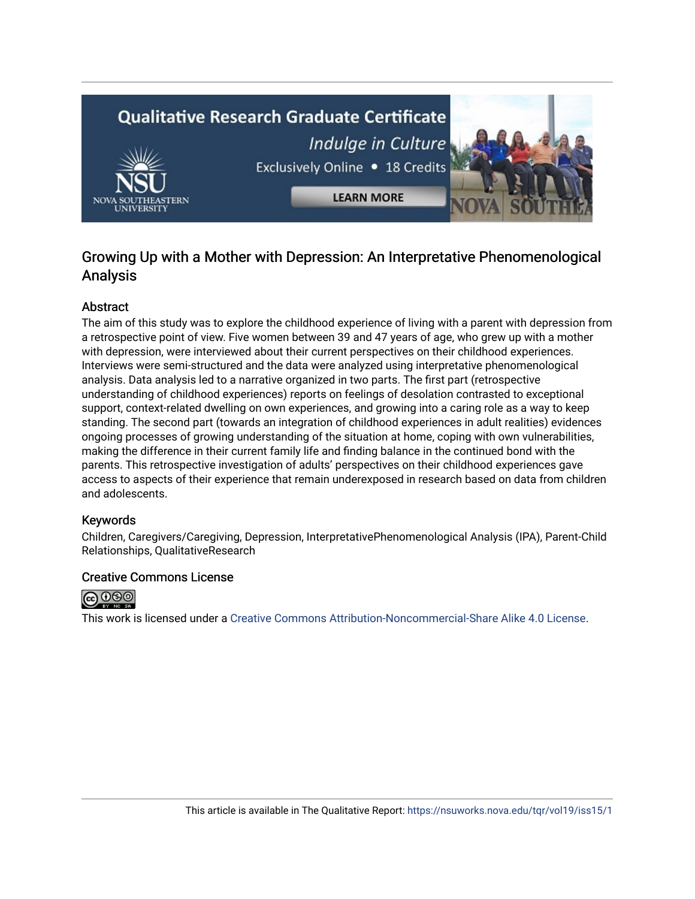## Growing Up with a Mother with Depression: An Interpretative Phenomenological Analysis

### Abstract

The aim of this study was to explore the childhood experience of living with a parent with depression from a retrospective point of view. Five women between 39 and 47 years of age, who grew up with a mother with depression, were interviewed about their current perspectives on their childhood experiences. Interviews were semi-structured and the data were analyzed using interpretative phenomenological analysis. Data analysis led to a narrative organized in two parts. The first part (retrospective understanding of childhood experiences) reports on feelings of desolation contrasted to exceptional support, context-related dwelling on own experiences, and growing into a caring role as a way to keep standing. The second part (towards an integration of childhood experiences in adult realities) evidences ongoing processes of growing understanding of the situation at home, coping with own vulnerabilities, making the difference in their current family life and finding balance in the continued bond with the parents. This retrospective investigation of adults' perspectives on their childhood experiences gave access to aspects of their experience that remain underexposed in research based on data from children and adolescents.

### Keywords

Children, Caregivers/Caregiving, Depression, InterpretativePhenomenological Analysis (IPA), Parent-Child Relationships, QualitativeResearch

### Creative Commons License

This work is licensed under a Creative Commons Attribution-Noncommercial-Share Alike 4.0 License.

This article is available in The Qualitative Report: https://nsuworks.nova.edu/tqr/vol19/iss15/1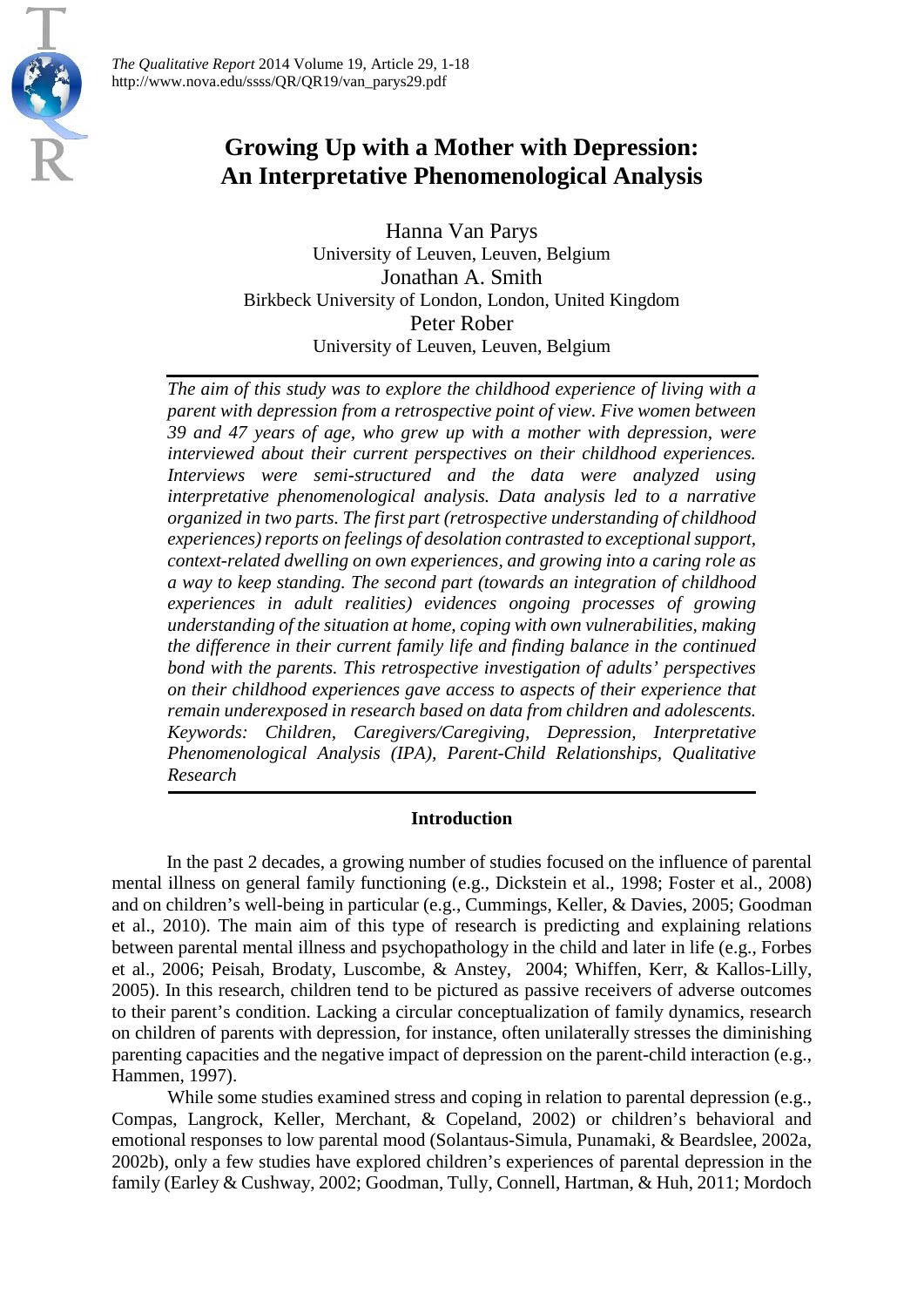# Growing Up with a Mother with Depression: An Interpretative Phenomenological Analysis

Hanna Van Parys
University of Leuven, Leuven, Belgium

Jonathan A. Smith
Birkbeck University of London, London, United Kingdom

Peter Rober
University of Leuven, Leuven, Belgium

*The aim of this study was to explore the childhood experience of living with a parent with depression from a retrospective point of view. Five women between 39 and 47 years of age, who grew up with a mother with depression, were interviewed about their current perspectives on their childhood experiences. Interviews were semi-structured and the data were analyzed using interpretative phenomenological analysis. Data analysis led to a narrative organized in two parts. The first part (retrospective understanding of childhood experiences) reports on feelings of desolation contrasted to exceptional support, context-related dwelling on own experiences, and growing into a caring role as a way to keep standing. The second part (towards an integration of childhood experiences in adult realities) evidences ongoing processes of growing understanding of the situation at home, coping with own vulnerabilities, making the difference in their current family life and finding balance in the continued bond with the parents. This retrospective investigation of adults' perspectives on their childhood experiences gave access to aspects of their experience that remain underexposed in research based on data from children and adolescents. Keywords: Children, Caregivers/Caregiving, Depression, Interpretative Phenomenological Analysis (IPA), Parent-Child Relationships, Qualitative Research*

## Introduction

In the past 2 decades, a growing number of studies focused on the influence of parental mental illness on general family functioning (e.g., Dickstein et al., 1998; Foster et al., 2008) and on children's well-being in particular (e.g., Cummings, Keller, & Davies, 2005; Goodman et al., 2010). The main aim of this type of research is predicting and explaining relations between parental mental illness and psychopathology in the child and later in life (e.g., Forbes et al., 2006; Peisah, Brodaty, Luscombe, & Anstey, 2004; Whiffen, Kerr, & Kallos-Lilly, 2005). In this research, children tend to be pictured as passive receivers of adverse outcomes to their parent's condition. Lacking a circular conceptualization of family dynamics, research on children of parents with depression, for instance, often unilaterally stresses the diminishing parenting capacities and the negative impact of depression on the parent-child interaction (e.g., Hammen, 1997).

While some studies examined stress and coping in relation to parental depression (e.g., Compas, Langrock, Keller, Merchant, & Copeland, 2002) or children's behavioral and emotional responses to low parental mood (Solantaus-Simula, Punamaki, & Beardslee, 2002a, 2002b), only a few studies have explored children's experiences of parental depression in the family (Earley & Cushway, 2002; Goodman, Tully, Connell, Hartman, & Huh, 2011; Mordoch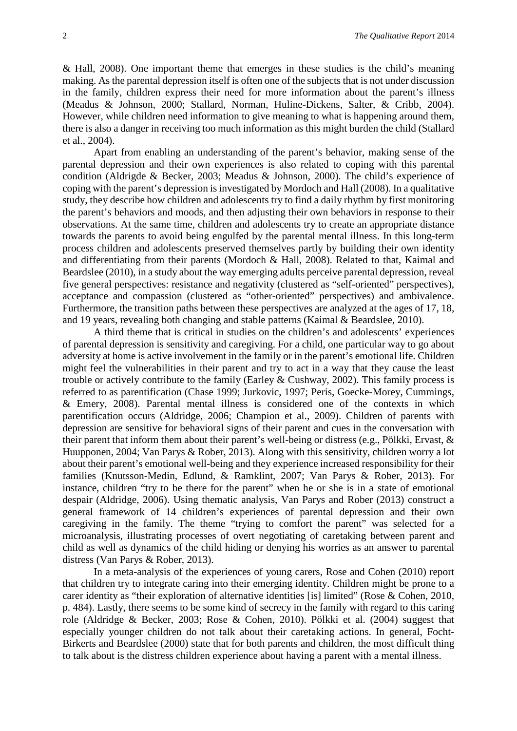& Hall, 2008). One important theme that emerges in these studies is the child's meaning making. As the parental depression itself is often one of the subjects that is not under discussion in the family, children express their need for more information about the parent's illness (Meadus & Johnson, 2000; Stallard, Norman, Huline-Dickens, Salter, & Cribb, 2004). However, while children need information to give meaning to what is happening around them, there is also a danger in receiving too much information as this might burden the child (Stallard et al., 2004).

Apart from enabling an understanding of the parent's behavior, making sense of the parental depression and their own experiences is also related to coping with this parental condition (Aldrigde & Becker, 2003; Meadus & Johnson, 2000). The child's experience of coping with the parent's depression is investigated by Mordoch and Hall (2008). In a qualitative study, they describe how children and adolescents try to find a daily rhythm by first monitoring the parent's behaviors and moods, and then adjusting their own behaviors in response to their observations. At the same time, children and adolescents try to create an appropriate distance towards the parents to avoid being engulfed by the parental mental illness. In this long-term process children and adolescents preserved themselves partly by building their own identity and differentiating from their parents (Mordoch & Hall, 2008). Related to that, Kaimal and Beardslee (2010), in a study about the way emerging adults perceive parental depression, reveal five general perspectives: resistance and negativity (clustered as "self-oriented" perspectives), acceptance and compassion (clustered as "other-oriented" perspectives) and ambivalence. Furthermore, the transition paths between these perspectives are analyzed at the ages of 17, 18, and 19 years, revealing both changing and stable patterns (Kaimal & Beardslee, 2010).

A third theme that is critical in studies on the children's and adolescents' experiences of parental depression is sensitivity and caregiving. For a child, one particular way to go about adversity at home is active involvement in the family or in the parent's emotional life. Children might feel the vulnerabilities in their parent and try to act in a way that they cause the least trouble or actively contribute to the family (Earley & Cushway, 2002). This family process is referred to as parentification (Chase 1999; Jurkovic, 1997; Peris, Goecke-Morey, Cummings, & Emery, 2008). Parental mental illness is considered one of the contexts in which parentification occurs (Aldridge, 2006; Champion et al., 2009). Children of parents with depression are sensitive for behavioral signs of their parent and cues in the conversation with their parent that inform them about their parent's well-being or distress (e.g., Pölkki, Ervast, & Huupponen, 2004; Van Parys & Rober, 2013). Along with this sensitivity, children worry a lot about their parent's emotional well-being and they experience increased responsibility for their families (Knutsson-Medin, Edlund, & Ramklint, 2007; Van Parys & Rober, 2013). For instance, children "try to be there for the parent" when he or she is in a state of emotional despair (Aldridge, 2006). Using thematic analysis, Van Parys and Rober (2013) construct a general framework of 14 children's experiences of parental depression and their own caregiving in the family. The theme "trying to comfort the parent" was selected for a microanalysis, illustrating processes of overt negotiating of caretaking between parent and child as well as dynamics of the child hiding or denying his worries as an answer to parental distress (Van Parys & Rober, 2013).

In a meta-analysis of the experiences of young carers, Rose and Cohen (2010) report that children try to integrate caring into their emerging identity. Children might be prone to a carer identity as "their exploration of alternative identities [is] limited" (Rose & Cohen, 2010, p. 484). Lastly, there seems to be some kind of secrecy in the family with regard to this caring role (Aldridge & Becker, 2003; Rose & Cohen, 2010). Pölkki et al. (2004) suggest that especially younger children do not talk about their caretaking actions. In general, Focht-Birkerts and Beardslee (2000) state that for both parents and children, the most difficult thing to talk about is the distress children experience about having a parent with a mental illness.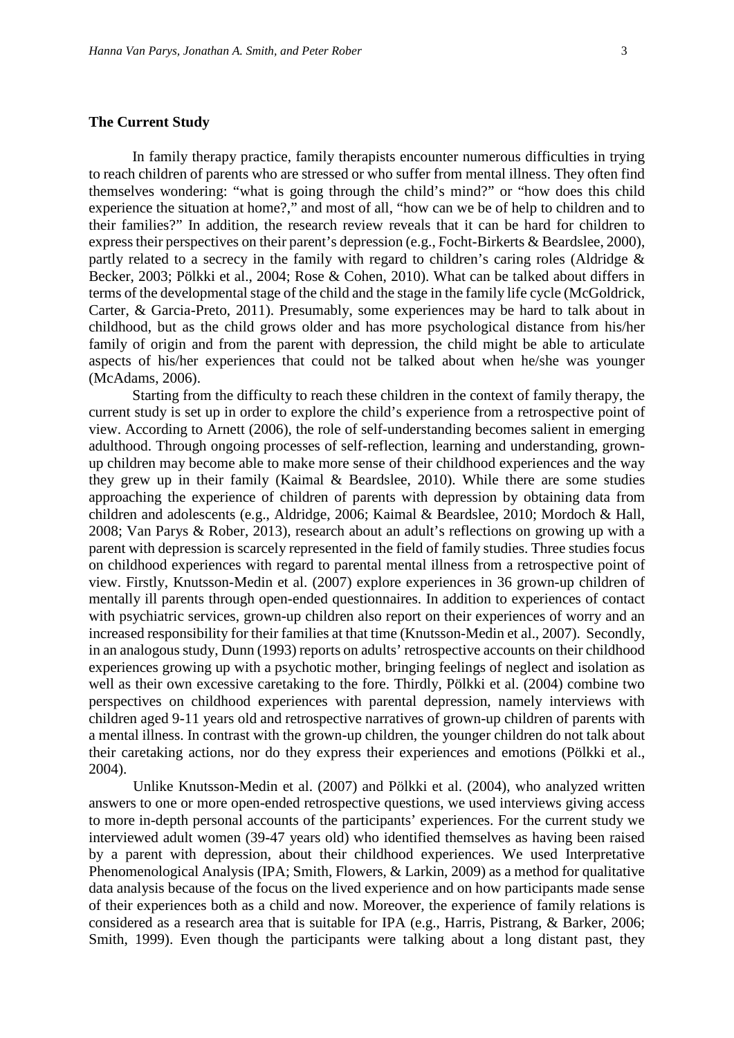## The Current Study

In family therapy practice, family therapists encounter numerous difficulties in trying to reach children of parents who are stressed or who suffer from mental illness. They often find themselves wondering: "what is going through the child's mind?" or "how does this child experience the situation at home?," and most of all, "how can we be of help to children and to their families?" In addition, the research review reveals that it can be hard for children to express their perspectives on their parent's depression (e.g., Focht-Birkerts & Beardslee, 2000), partly related to a secrecy in the family with regard to children's caring roles (Aldridge & Becker, 2003; Pölkki et al., 2004; Rose & Cohen, 2010). What can be talked about differs in terms of the developmental stage of the child and the stage in the family life cycle (McGoldrick, Carter, & Garcia-Preto, 2011). Presumably, some experiences may be hard to talk about in childhood, but as the child grows older and has more psychological distance from his/her family of origin and from the parent with depression, the child might be able to articulate aspects of his/her experiences that could not be talked about when he/she was younger (McAdams, 2006).

Starting from the difficulty to reach these children in the context of family therapy, the current study is set up in order to explore the child's experience from a retrospective point of view. According to Arnett (2006), the role of self-understanding becomes salient in emerging adulthood. Through ongoing processes of self-reflection, learning and understanding, grown-up children may become able to make more sense of their childhood experiences and the way they grew up in their family (Kaimal & Beardslee, 2010). While there are some studies approaching the experience of children of parents with depression by obtaining data from children and adolescents (e.g., Aldridge, 2006; Kaimal & Beardslee, 2010; Mordoch & Hall, 2008; Van Parys & Rober, 2013), research about an adult's reflections on growing up with a parent with depression is scarcely represented in the field of family studies. Three studies focus on childhood experiences with regard to parental mental illness from a retrospective point of view. Firstly, Knutsson-Medin et al. (2007) explore experiences in 36 grown-up children of mentally ill parents through open-ended questionnaires. In addition to experiences of contact with psychiatric services, grown-up children also report on their experiences of worry and an increased responsibility for their families at that time (Knutsson-Medin et al., 2007). Secondly, in an analogous study, Dunn (1993) reports on adults' retrospective accounts on their childhood experiences growing up with a psychotic mother, bringing feelings of neglect and isolation as well as their own excessive caretaking to the fore. Thirdly, Pölkki et al. (2004) combine two perspectives on childhood experiences with parental depression, namely interviews with children aged 9-11 years old and retrospective narratives of grown-up children of parents with a mental illness. In contrast with the grown-up children, the younger children do not talk about their caretaking actions, nor do they express their experiences and emotions (Pölkki et al., 2004).

Unlike Knutsson-Medin et al. (2007) and Pölkki et al. (2004), who analyzed written answers to one or more open-ended retrospective questions, we used interviews giving access to more in-depth personal accounts of the participants' experiences. For the current study we interviewed adult women (39-47 years old) who identified themselves as having been raised by a parent with depression, about their childhood experiences. We used Interpretative Phenomenological Analysis (IPA; Smith, Flowers, & Larkin, 2009) as a method for qualitative data analysis because of the focus on the lived experience and on how participants made sense of their experiences both as a child and now. Moreover, the experience of family relations is considered as a research area that is suitable for IPA (e.g., Harris, Pistrang, & Barker, 2006; Smith, 1999). Even though the participants were talking about a long distant past, they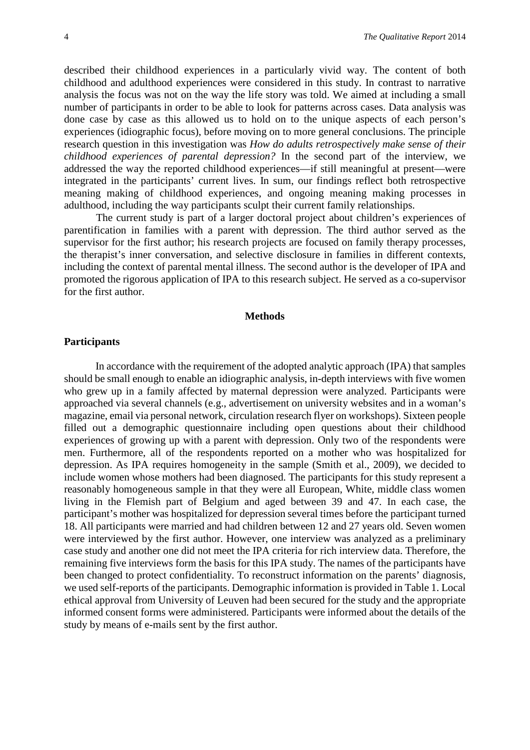described their childhood experiences in a particularly vivid way. The content of both childhood and adulthood experiences were considered in this study. In contrast to narrative analysis the focus was not on the way the life story was told. We aimed at including a small number of participants in order to be able to look for patterns across cases. Data analysis was done case by case as this allowed us to hold on to the unique aspects of each person's experiences (idiographic focus), before moving on to more general conclusions. The principle research question in this investigation was *How do adults retrospectively make sense of their childhood experiences of parental depression?* In the second part of the interview, we addressed the way the reported childhood experiences—if still meaningful at present—were integrated in the participants' current lives. In sum, our findings reflect both retrospective meaning making of childhood experiences, and ongoing meaning making processes in adulthood, including the way participants sculpt their current family relationships.

The current study is part of a larger doctoral project about children's experiences of parentification in families with a parent with depression. The third author served as the supervisor for the first author; his research projects are focused on family therapy processes, the therapist's inner conversation, and selective disclosure in families in different contexts, including the context of parental mental illness. The second author is the developer of IPA and promoted the rigorous application of IPA to this research subject. He served as a co-supervisor for the first author.

## Methods

### Participants

In accordance with the requirement of the adopted analytic approach (IPA) that samples should be small enough to enable an idiographic analysis, in-depth interviews with five women who grew up in a family affected by maternal depression were analyzed. Participants were approached via several channels (e.g., advertisement on university websites and in a woman's magazine, email via personal network, circulation research flyer on workshops). Sixteen people filled out a demographic questionnaire including open questions about their childhood experiences of growing up with a parent with depression. Only two of the respondents were men. Furthermore, all of the respondents reported on a mother who was hospitalized for depression. As IPA requires homogeneity in the sample (Smith et al., 2009), we decided to include women whose mothers had been diagnosed. The participants for this study represent a reasonably homogeneous sample in that they were all European, White, middle class women living in the Flemish part of Belgium and aged between 39 and 47. In each case, the participant's mother was hospitalized for depression several times before the participant turned 18. All participants were married and had children between 12 and 27 years old. Seven women were interviewed by the first author. However, one interview was analyzed as a preliminary case study and another one did not meet the IPA criteria for rich interview data. Therefore, the remaining five interviews form the basis for this IPA study. The names of the participants have been changed to protect confidentiality. To reconstruct information on the parents' diagnosis, we used self-reports of the participants. Demographic information is provided in Table 1. Local ethical approval from University of Leuven had been secured for the study and the appropriate informed consent forms were administered. Participants were informed about the details of the study by means of e-mails sent by the first author.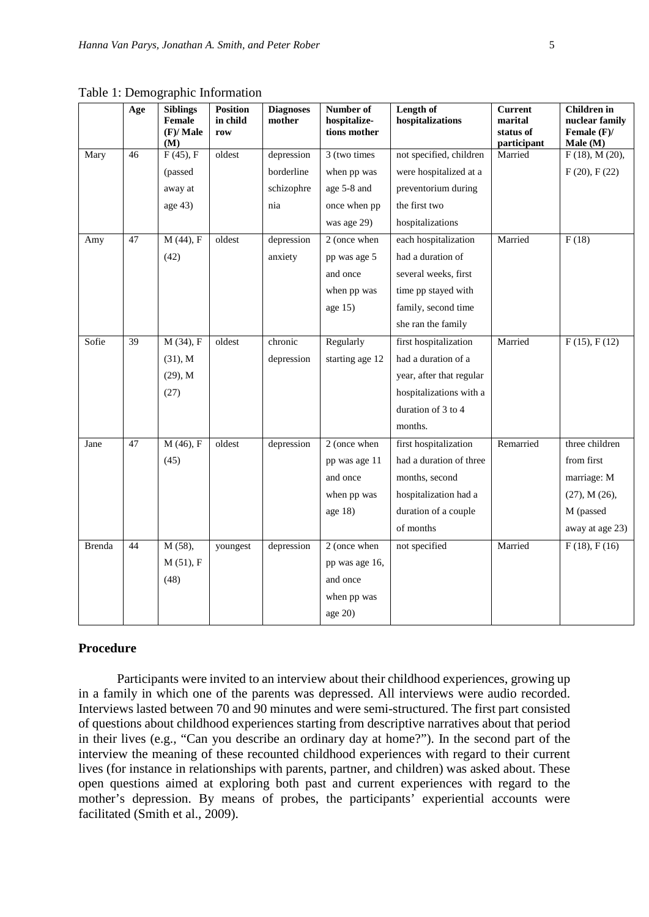Table 1: Demographic Information

| | Age | Siblings Female (F)/ Male (M) | Position in child row | Diagnoses mother | Number of hospitalize-tions mother | Length of hospitalizations | Current marital status of participant | Children in nuclear family Female (F)/ Male (M) |
|---|---|---|---|---|---|---|---|---|
| Mary | 46 | F (45), F (passed away at age 43) | oldest | depression borderline schizophrenia | 3 (two times when pp was age 5-8 and once when pp was age 29) | not specified, children were hospitalized at a preventorium during the first two hospitalizations | Married | F (18), M (20), F (20), F (22) |
| Amy | 47 | M (44), F (42) | oldest | depression anxiety | 2 (once when pp was age 5 and once when pp was age 15) | each hospitalization had a duration of several weeks, first time pp stayed with family, second time she ran the family | Married | F (18) |
| Sofie | 39 | M (34), F (31), M (29), M (27) | oldest | chronic depression | Regularly starting age 12 | first hospitalization had a duration of a year, after that regular hospitalizations with a duration of 3 to 4 months. | Married | F (15), F (12) |
| Jane | 47 | M (46), F (45) | oldest | depression | 2 (once when pp was age 11 and once when pp was age 18) | first hospitalization had a duration of three months, second hospitalization had a duration of a couple of months | Remarried | three children from first marriage: M (27), M (26), M (passed away at age 23) |
| Brenda | 44 | M (58), M (51), F (48) | youngest | depression | 2 (once when pp was age 16, and once when pp was age 20) | not specified | Married | F (18), F (16) |

## Procedure

Participants were invited to an interview about their childhood experiences, growing up in a family in which one of the parents was depressed. All interviews were audio recorded. Interviews lasted between 70 and 90 minutes and were semi-structured. The first part consisted of questions about childhood experiences starting from descriptive narratives about that period in their lives (e.g., "Can you describe an ordinary day at home?"). In the second part of the interview the meaning of these recounted childhood experiences with regard to their current lives (for instance in relationships with parents, partner, and children) was asked about. These open questions aimed at exploring both past and current experiences with regard to the mother's depression. By means of probes, the participants' experiential accounts were facilitated (Smith et al., 2009).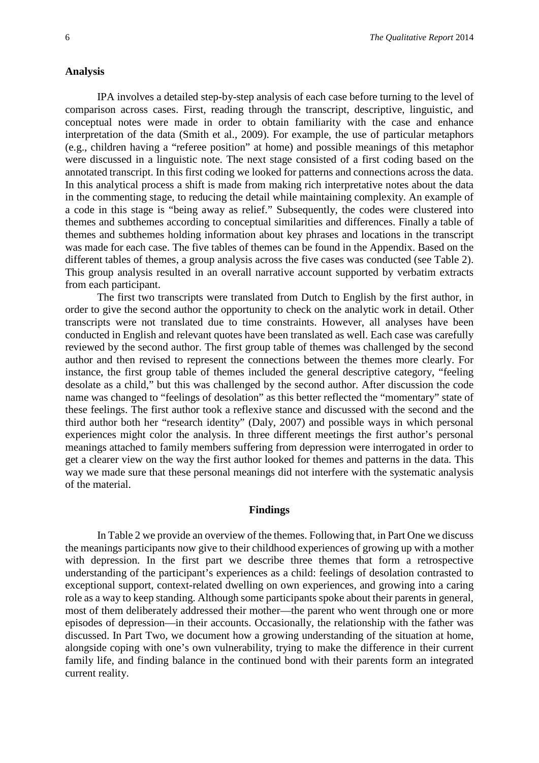## Analysis

IPA involves a detailed step-by-step analysis of each case before turning to the level of comparison across cases. First, reading through the transcript, descriptive, linguistic, and conceptual notes were made in order to obtain familiarity with the case and enhance interpretation of the data (Smith et al., 2009). For example, the use of particular metaphors (e.g., children having a "referee position" at home) and possible meanings of this metaphor were discussed in a linguistic note. The next stage consisted of a first coding based on the annotated transcript. In this first coding we looked for patterns and connections across the data. In this analytical process a shift is made from making rich interpretative notes about the data in the commenting stage, to reducing the detail while maintaining complexity. An example of a code in this stage is "being away as relief." Subsequently, the codes were clustered into themes and subthemes according to conceptual similarities and differences. Finally a table of themes and subthemes holding information about key phrases and locations in the transcript was made for each case. The five tables of themes can be found in the Appendix. Based on the different tables of themes, a group analysis across the five cases was conducted (see Table 2). This group analysis resulted in an overall narrative account supported by verbatim extracts from each participant.

The first two transcripts were translated from Dutch to English by the first author, in order to give the second author the opportunity to check on the analytic work in detail. Other transcripts were not translated due to time constraints. However, all analyses have been conducted in English and relevant quotes have been translated as well. Each case was carefully reviewed by the second author. The first group table of themes was challenged by the second author and then revised to represent the connections between the themes more clearly. For instance, the first group table of themes included the general descriptive category, "feeling desolate as a child," but this was challenged by the second author. After discussion the code name was changed to "feelings of desolation" as this better reflected the "momentary" state of these feelings. The first author took a reflexive stance and discussed with the second and the third author both her "research identity" (Daly, 2007) and possible ways in which personal experiences might color the analysis. In three different meetings the first author's personal meanings attached to family members suffering from depression were interrogated in order to get a clearer view on the way the first author looked for themes and patterns in the data. This way we made sure that these personal meanings did not interfere with the systematic analysis of the material.

## Findings

In Table 2 we provide an overview of the themes. Following that, in Part One we discuss the meanings participants now give to their childhood experiences of growing up with a mother with depression. In the first part we describe three themes that form a retrospective understanding of the participant's experiences as a child: feelings of desolation contrasted to exceptional support, context-related dwelling on own experiences, and growing into a caring role as a way to keep standing. Although some participants spoke about their parents in general, most of them deliberately addressed their mother—the parent who went through one or more episodes of depression—in their accounts. Occasionally, the relationship with the father was discussed. In Part Two, we document how a growing understanding of the situation at home, alongside coping with one's own vulnerability, trying to make the difference in their current family life, and finding balance in the continued bond with their parents form an integrated current reality.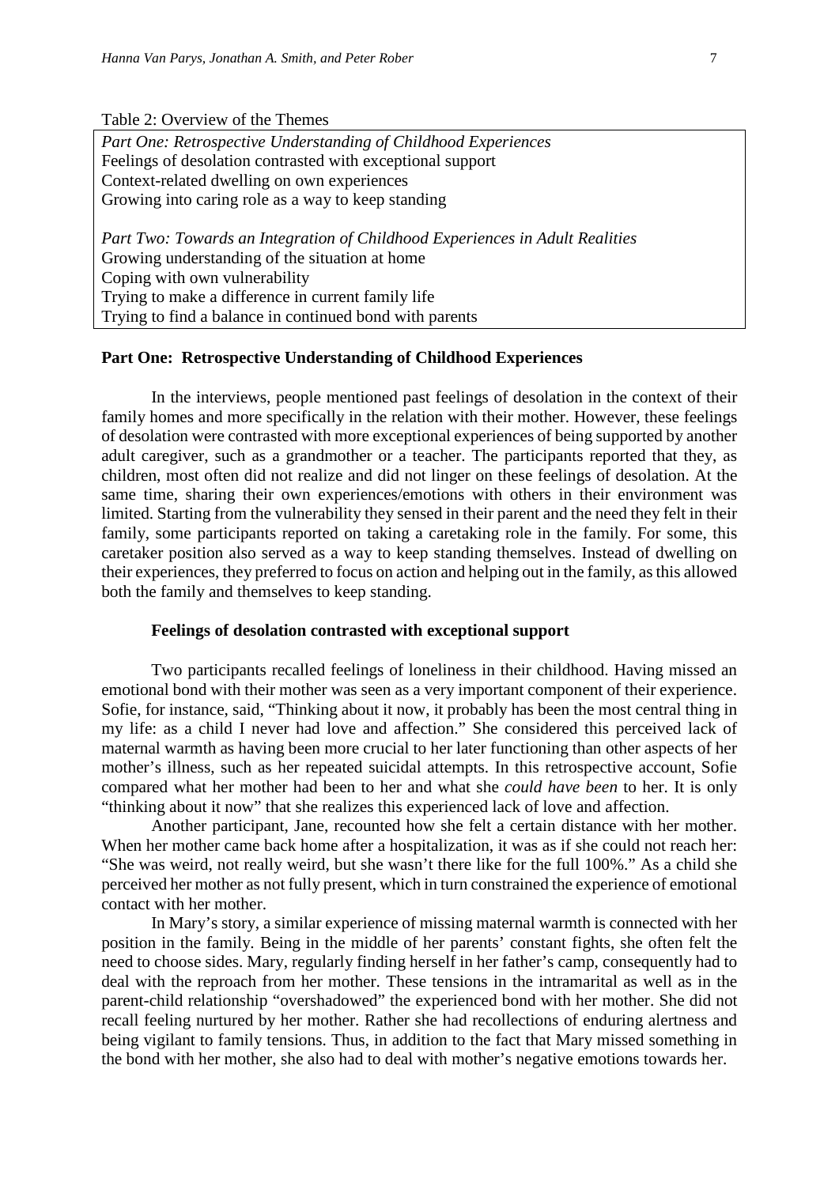Table 2: Overview of the Themes

| |
|---|
| *Part One: Retrospective Understanding of Childhood Experiences* |
| Feelings of desolation contrasted with exceptional support |
| Context-related dwelling on own experiences |
| Growing into caring role as a way to keep standing |
| |
| *Part Two: Towards an Integration of Childhood Experiences in Adult Realities* |
| Growing understanding of the situation at home |
| Coping with own vulnerability |
| Trying to make a difference in current family life |
| Trying to find a balance in continued bond with parents |

## Part One: Retrospective Understanding of Childhood Experiences

In the interviews, people mentioned past feelings of desolation in the context of their family homes and more specifically in the relation with their mother. However, these feelings of desolation were contrasted with more exceptional experiences of being supported by another adult caregiver, such as a grandmother or a teacher. The participants reported that they, as children, most often did not realize and did not linger on these feelings of desolation. At the same time, sharing their own experiences/emotions with others in their environment was limited. Starting from the vulnerability they sensed in their parent and the need they felt in their family, some participants reported on taking a caretaking role in the family. For some, this caretaker position also served as a way to keep standing themselves. Instead of dwelling on their experiences, they preferred to focus on action and helping out in the family, as this allowed both the family and themselves to keep standing.

### Feelings of desolation contrasted with exceptional support

Two participants recalled feelings of loneliness in their childhood. Having missed an emotional bond with their mother was seen as a very important component of their experience. Sofie, for instance, said, "Thinking about it now, it probably has been the most central thing in my life: as a child I never had love and affection." She considered this perceived lack of maternal warmth as having been more crucial to her later functioning than other aspects of her mother's illness, such as her repeated suicidal attempts. In this retrospective account, Sofie compared what her mother had been to her and what she *could have been* to her. It is only "thinking about it now" that she realizes this experienced lack of love and affection.

Another participant, Jane, recounted how she felt a certain distance with her mother. When her mother came back home after a hospitalization, it was as if she could not reach her: "She was weird, not really weird, but she wasn't there like for the full 100%." As a child she perceived her mother as not fully present, which in turn constrained the experience of emotional contact with her mother.

In Mary's story, a similar experience of missing maternal warmth is connected with her position in the family. Being in the middle of her parents' constant fights, she often felt the need to choose sides. Mary, regularly finding herself in her father's camp, consequently had to deal with the reproach from her mother. These tensions in the intramarital as well as in the parent-child relationship "overshadowed" the experienced bond with her mother. She did not recall feeling nurtured by her mother. Rather she had recollections of enduring alertness and being vigilant to family tensions. Thus, in addition to the fact that Mary missed something in the bond with her mother, she also had to deal with mother's negative emotions towards her.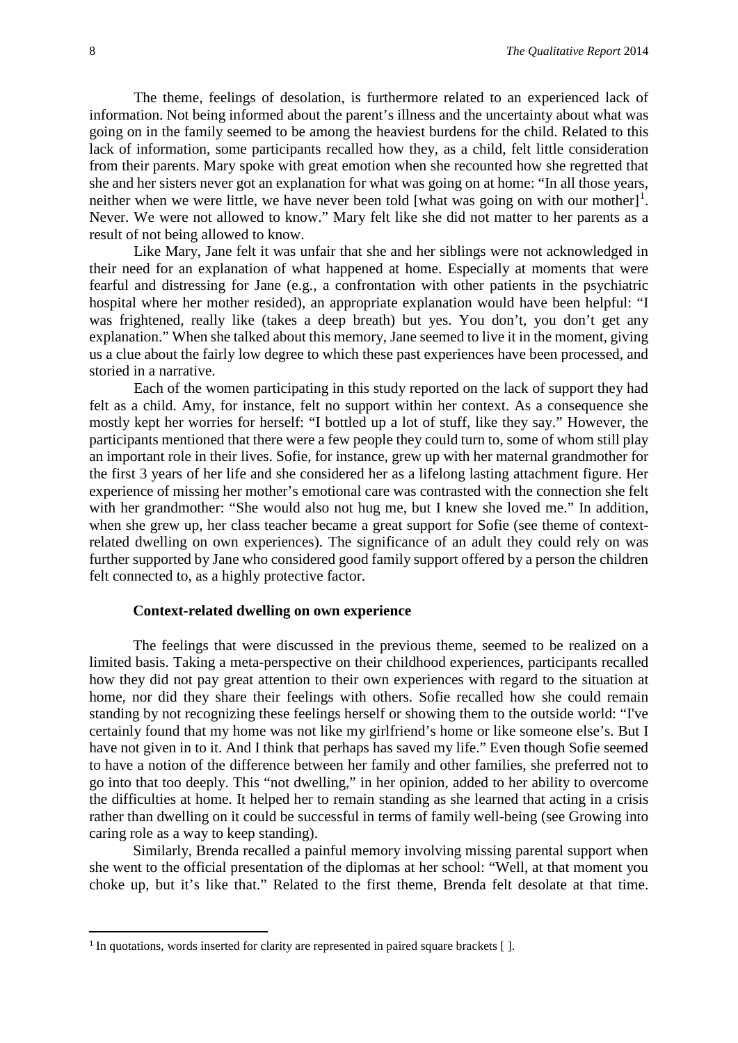The theme, feelings of desolation, is furthermore related to an experienced lack of information. Not being informed about the parent's illness and the uncertainty about what was going on in the family seemed to be among the heaviest burdens for the child. Related to this lack of information, some participants recalled how they, as a child, felt little consideration from their parents. Mary spoke with great emotion when she recounted how she regretted that she and her sisters never got an explanation for what was going on at home: "In all those years, neither when we were little, we have never been told [what was going on with our mother][1]. Never. We were not allowed to know." Mary felt like she did not matter to her parents as a result of not being allowed to know.

Like Mary, Jane felt it was unfair that she and her siblings were not acknowledged in their need for an explanation of what happened at home. Especially at moments that were fearful and distressing for Jane (e.g., a confrontation with other patients in the psychiatric hospital where her mother resided), an appropriate explanation would have been helpful: "I was frightened, really like (takes a deep breath) but yes. You don't, you don't get any explanation." When she talked about this memory, Jane seemed to live it in the moment, giving us a clue about the fairly low degree to which these past experiences have been processed, and storied in a narrative.

Each of the women participating in this study reported on the lack of support they had felt as a child. Amy, for instance, felt no support within her context. As a consequence she mostly kept her worries for herself: "I bottled up a lot of stuff, like they say." However, the participants mentioned that there were a few people they could turn to, some of whom still play an important role in their lives. Sofie, for instance, grew up with her maternal grandmother for the first 3 years of her life and she considered her as a lifelong lasting attachment figure. Her experience of missing her mother's emotional care was contrasted with the connection she felt with her grandmother: "She would also not hug me, but I knew she loved me." In addition, when she grew up, her class teacher became a great support for Sofie (see theme of context-related dwelling on own experiences). The significance of an adult they could rely on was further supported by Jane who considered good family support offered by a person the children felt connected to, as a highly protective factor.

### Context-related dwelling on own experience

The feelings that were discussed in the previous theme, seemed to be realized on a limited basis. Taking a meta-perspective on their childhood experiences, participants recalled how they did not pay great attention to their own experiences with regard to the situation at home, nor did they share their feelings with others. Sofie recalled how she could remain standing by not recognizing these feelings herself or showing them to the outside world: "I've certainly found that my home was not like my girlfriend's home or like someone else's. But I have not given in to it. And I think that perhaps has saved my life." Even though Sofie seemed to have a notion of the difference between her family and other families, she preferred not to go into that too deeply. This "not dwelling," in her opinion, added to her ability to overcome the difficulties at home. It helped her to remain standing as she learned that acting in a crisis rather than dwelling on it could be successful in terms of family well-being (see Growing into caring role as a way to keep standing).

Similarly, Brenda recalled a painful memory involving missing parental support when she went to the official presentation of the diplomas at her school: "Well, at that moment you choke up, but it's like that." Related to the first theme, Brenda felt desolate at that time.

---

[1] In quotations, words inserted for clarity are represented in paired square brackets [ ].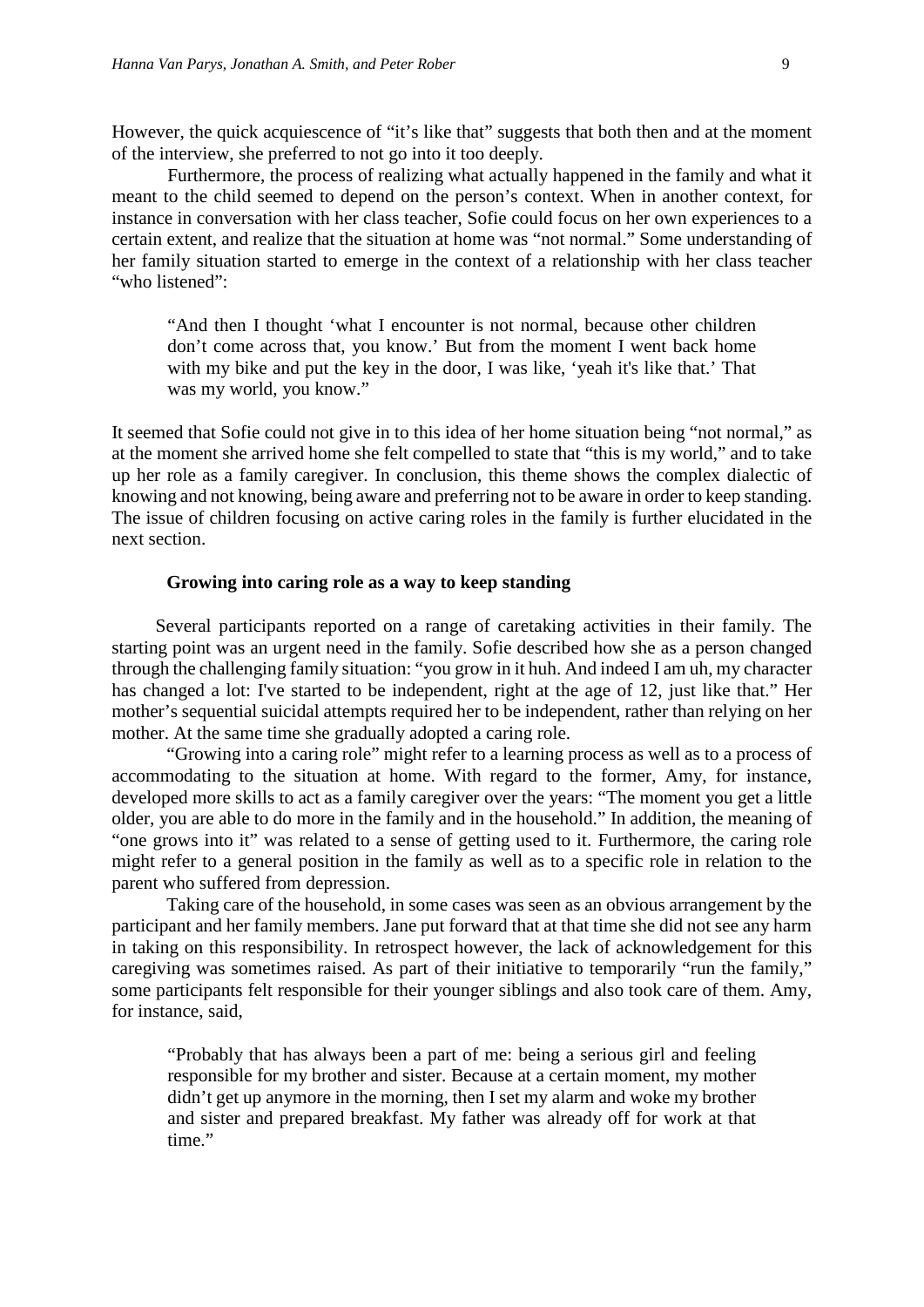However, the quick acquiescence of "it's like that" suggests that both then and at the moment of the interview, she preferred to not go into it too deeply.

Furthermore, the process of realizing what actually happened in the family and what it meant to the child seemed to depend on the person's context. When in another context, for instance in conversation with her class teacher, Sofie could focus on her own experiences to a certain extent, and realize that the situation at home was "not normal." Some understanding of her family situation started to emerge in the context of a relationship with her class teacher "who listened":

> "And then I thought 'what I encounter is not normal, because other children don't come across that, you know.' But from the moment I went back home with my bike and put the key in the door, I was like, 'yeah it's like that.' That was my world, you know."

It seemed that Sofie could not give in to this idea of her home situation being "not normal," as at the moment she arrived home she felt compelled to state that "this is my world," and to take up her role as a family caregiver. In conclusion, this theme shows the complex dialectic of knowing and not knowing, being aware and preferring not to be aware in order to keep standing. The issue of children focusing on active caring roles in the family is further elucidated in the next section.

### Growing into caring role as a way to keep standing

Several participants reported on a range of caretaking activities in their family. The starting point was an urgent need in the family. Sofie described how she as a person changed through the challenging family situation: "you grow in it huh. And indeed I am uh, my character has changed a lot: I've started to be independent, right at the age of 12, just like that." Her mother's sequential suicidal attempts required her to be independent, rather than relying on her mother. At the same time she gradually adopted a caring role.

"Growing into a caring role" might refer to a learning process as well as to a process of accommodating to the situation at home. With regard to the former, Amy, for instance, developed more skills to act as a family caregiver over the years: "The moment you get a little older, you are able to do more in the family and in the household." In addition, the meaning of "one grows into it" was related to a sense of getting used to it. Furthermore, the caring role might refer to a general position in the family as well as to a specific role in relation to the parent who suffered from depression.

Taking care of the household, in some cases was seen as an obvious arrangement by the participant and her family members. Jane put forward that at that time she did not see any harm in taking on this responsibility. In retrospect however, the lack of acknowledgement for this caregiving was sometimes raised. As part of their initiative to temporarily "run the family," some participants felt responsible for their younger siblings and also took care of them. Amy, for instance, said,

> "Probably that has always been a part of me: being a serious girl and feeling responsible for my brother and sister. Because at a certain moment, my mother didn't get up anymore in the morning, then I set my alarm and woke my brother and sister and prepared breakfast. My father was already off for work at that time."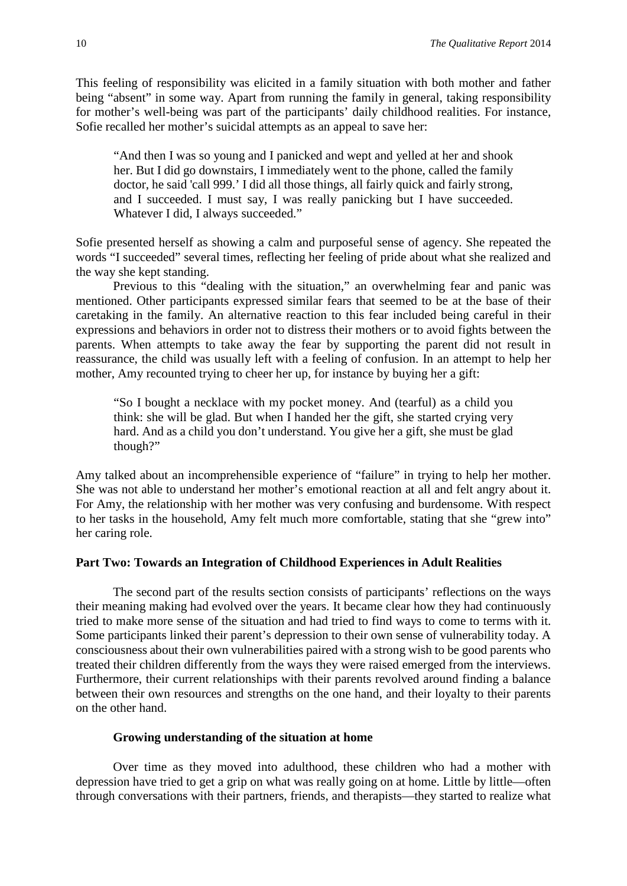This feeling of responsibility was elicited in a family situation with both mother and father being "absent" in some way. Apart from running the family in general, taking responsibility for mother's well-being was part of the participants' daily childhood realities. For instance, Sofie recalled her mother's suicidal attempts as an appeal to save her:

> "And then I was so young and I panicked and wept and yelled at her and shook her. But I did go downstairs, I immediately went to the phone, called the family doctor, he said 'call 999.' I did all those things, all fairly quick and fairly strong, and I succeeded. I must say, I was really panicking but I have succeeded. Whatever I did, I always succeeded."

Sofie presented herself as showing a calm and purposeful sense of agency. She repeated the words "I succeeded" several times, reflecting her feeling of pride about what she realized and the way she kept standing.

Previous to this "dealing with the situation," an overwhelming fear and panic was mentioned. Other participants expressed similar fears that seemed to be at the base of their caretaking in the family. An alternative reaction to this fear included being careful in their expressions and behaviors in order not to distress their mothers or to avoid fights between the parents. When attempts to take away the fear by supporting the parent did not result in reassurance, the child was usually left with a feeling of confusion. In an attempt to help her mother, Amy recounted trying to cheer her up, for instance by buying her a gift:

> "So I bought a necklace with my pocket money. And (tearful) as a child you think: she will be glad. But when I handed her the gift, she started crying very hard. And as a child you don't understand. You give her a gift, she must be glad though?"

Amy talked about an incomprehensible experience of "failure" in trying to help her mother. She was not able to understand her mother's emotional reaction at all and felt angry about it. For Amy, the relationship with her mother was very confusing and burdensome. With respect to her tasks in the household, Amy felt much more comfortable, stating that she "grew into" her caring role.

## Part Two: Towards an Integration of Childhood Experiences in Adult Realities

The second part of the results section consists of participants' reflections on the ways their meaning making had evolved over the years. It became clear how they had continuously tried to make more sense of the situation and had tried to find ways to come to terms with it. Some participants linked their parent's depression to their own sense of vulnerability today. A consciousness about their own vulnerabilities paired with a strong wish to be good parents who treated their children differently from the ways they were raised emerged from the interviews. Furthermore, their current relationships with their parents revolved around finding a balance between their own resources and strengths on the one hand, and their loyalty to their parents on the other hand.

### Growing understanding of the situation at home

Over time as they moved into adulthood, these children who had a mother with depression have tried to get a grip on what was really going on at home. Little by little—often through conversations with their partners, friends, and therapists—they started to realize what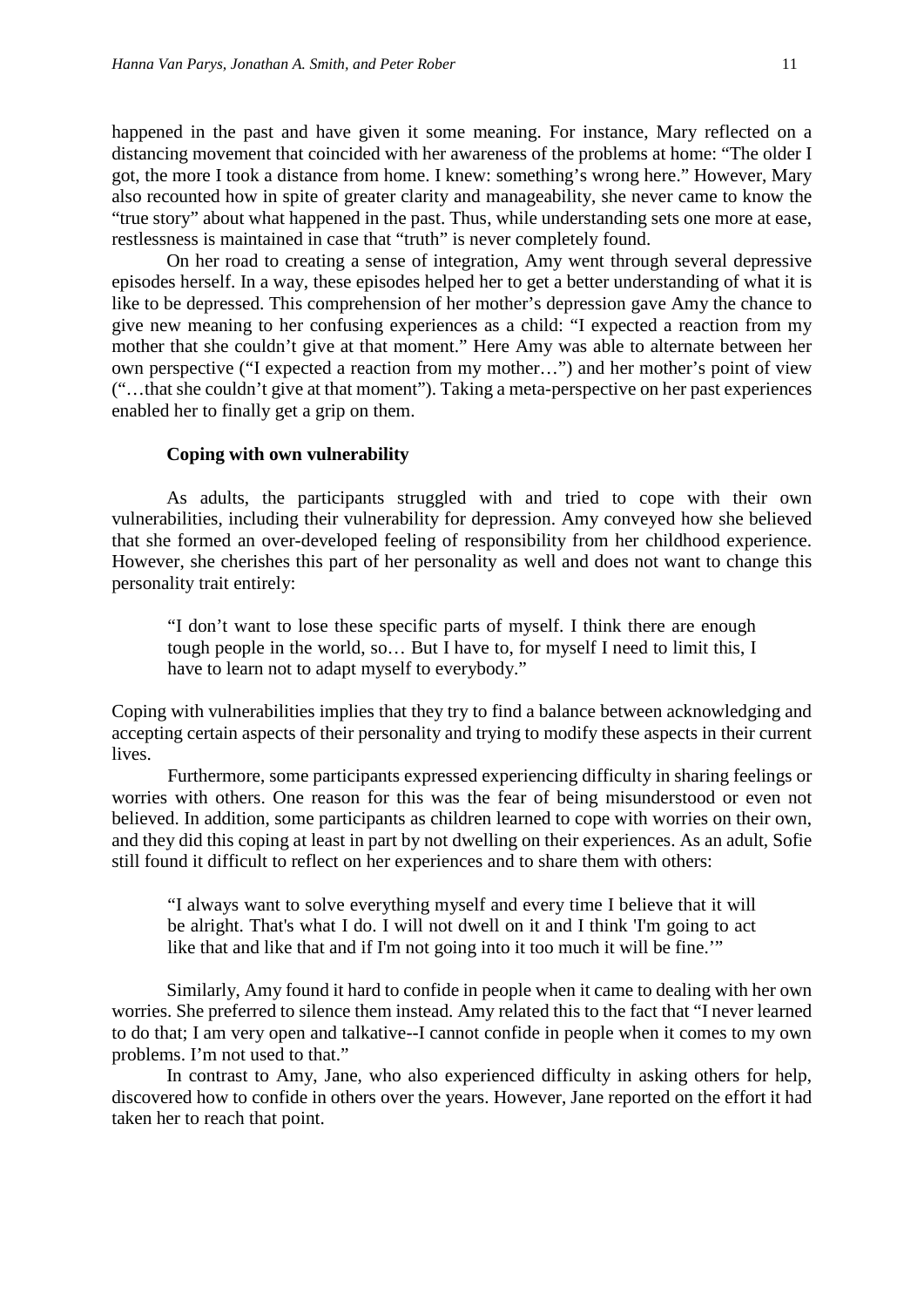happened in the past and have given it some meaning. For instance, Mary reflected on a distancing movement that coincided with her awareness of the problems at home: "The older I got, the more I took a distance from home. I knew: something's wrong here." However, Mary also recounted how in spite of greater clarity and manageability, she never came to know the "true story" about what happened in the past. Thus, while understanding sets one more at ease, restlessness is maintained in case that "truth" is never completely found.

On her road to creating a sense of integration, Amy went through several depressive episodes herself. In a way, these episodes helped her to get a better understanding of what it is like to be depressed. This comprehension of her mother's depression gave Amy the chance to give new meaning to her confusing experiences as a child: "I expected a reaction from my mother that she couldn't give at that moment." Here Amy was able to alternate between her own perspective ("I expected a reaction from my mother…") and her mother's point of view ("…that she couldn't give at that moment"). Taking a meta-perspective on her past experiences enabled her to finally get a grip on them.

### Coping with own vulnerability

As adults, the participants struggled with and tried to cope with their own vulnerabilities, including their vulnerability for depression. Amy conveyed how she believed that she formed an over-developed feeling of responsibility from her childhood experience. However, she cherishes this part of her personality as well and does not want to change this personality trait entirely:

> "I don't want to lose these specific parts of myself. I think there are enough tough people in the world, so… But I have to, for myself I need to limit this, I have to learn not to adapt myself to everybody."

Coping with vulnerabilities implies that they try to find a balance between acknowledging and accepting certain aspects of their personality and trying to modify these aspects in their current lives.

Furthermore, some participants expressed experiencing difficulty in sharing feelings or worries with others. One reason for this was the fear of being misunderstood or even not believed. In addition, some participants as children learned to cope with worries on their own, and they did this coping at least in part by not dwelling on their experiences. As an adult, Sofie still found it difficult to reflect on her experiences and to share them with others:

> "I always want to solve everything myself and every time I believe that it will be alright. That's what I do. I will not dwell on it and I think 'I'm going to act like that and like that and if I'm not going into it too much it will be fine.'"

Similarly, Amy found it hard to confide in people when it came to dealing with her own worries. She preferred to silence them instead. Amy related this to the fact that "I never learned to do that; I am very open and talkative--I cannot confide in people when it comes to my own problems. I'm not used to that."

In contrast to Amy, Jane, who also experienced difficulty in asking others for help, discovered how to confide in others over the years. However, Jane reported on the effort it had taken her to reach that point.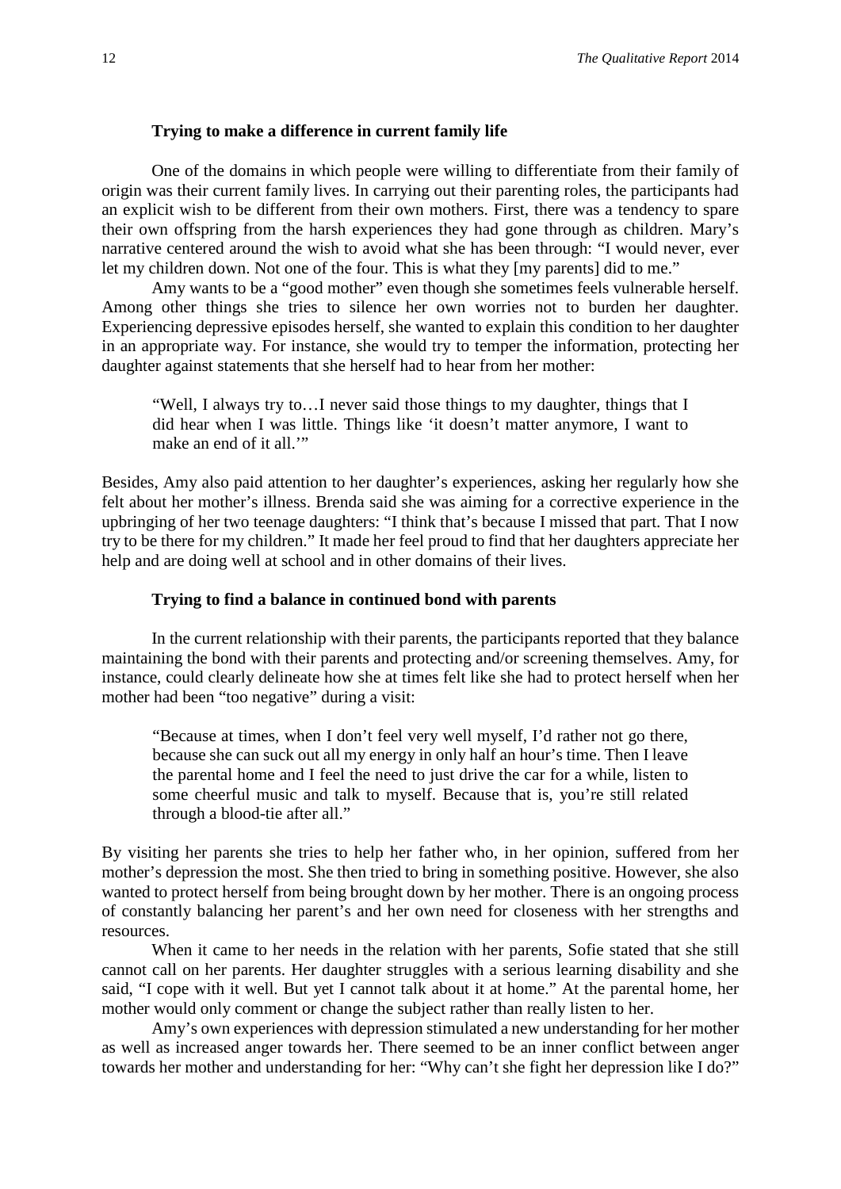### Trying to make a difference in current family life

One of the domains in which people were willing to differentiate from their family of origin was their current family lives. In carrying out their parenting roles, the participants had an explicit wish to be different from their own mothers. First, there was a tendency to spare their own offspring from the harsh experiences they had gone through as children. Mary's narrative centered around the wish to avoid what she has been through: "I would never, ever let my children down. Not one of the four. This is what they [my parents] did to me."

Amy wants to be a "good mother" even though she sometimes feels vulnerable herself. Among other things she tries to silence her own worries not to burden her daughter. Experiencing depressive episodes herself, she wanted to explain this condition to her daughter in an appropriate way. For instance, she would try to temper the information, protecting her daughter against statements that she herself had to hear from her mother:

> "Well, I always try to…I never said those things to my daughter, things that I did hear when I was little. Things like 'it doesn't matter anymore, I want to make an end of it all.'"

Besides, Amy also paid attention to her daughter's experiences, asking her regularly how she felt about her mother's illness. Brenda said she was aiming for a corrective experience in the upbringing of her two teenage daughters: "I think that's because I missed that part. That I now try to be there for my children." It made her feel proud to find that her daughters appreciate her help and are doing well at school and in other domains of their lives.

### Trying to find a balance in continued bond with parents

In the current relationship with their parents, the participants reported that they balance maintaining the bond with their parents and protecting and/or screening themselves. Amy, for instance, could clearly delineate how she at times felt like she had to protect herself when her mother had been "too negative" during a visit:

> "Because at times, when I don't feel very well myself, I'd rather not go there, because she can suck out all my energy in only half an hour's time. Then I leave the parental home and I feel the need to just drive the car for a while, listen to some cheerful music and talk to myself. Because that is, you're still related through a blood-tie after all."

By visiting her parents she tries to help her father who, in her opinion, suffered from her mother's depression the most. She then tried to bring in something positive. However, she also wanted to protect herself from being brought down by her mother. There is an ongoing process of constantly balancing her parent's and her own need for closeness with her strengths and resources.

When it came to her needs in the relation with her parents, Sofie stated that she still cannot call on her parents. Her daughter struggles with a serious learning disability and she said, "I cope with it well. But yet I cannot talk about it at home." At the parental home, her mother would only comment or change the subject rather than really listen to her.

Amy's own experiences with depression stimulated a new understanding for her mother as well as increased anger towards her. There seemed to be an inner conflict between anger towards her mother and understanding for her: "Why can't she fight her depression like I do?"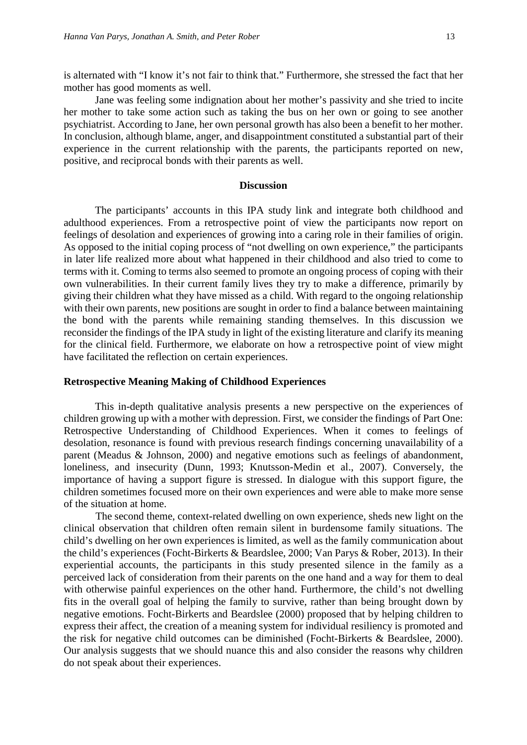is alternated with "I know it's not fair to think that." Furthermore, she stressed the fact that her mother has good moments as well.

Jane was feeling some indignation about her mother's passivity and she tried to incite her mother to take some action such as taking the bus on her own or going to see another psychiatrist. According to Jane, her own personal growth has also been a benefit to her mother. In conclusion, although blame, anger, and disappointment constituted a substantial part of their experience in the current relationship with the parents, the participants reported on new, positive, and reciprocal bonds with their parents as well.

## Discussion

The participants' accounts in this IPA study link and integrate both childhood and adulthood experiences. From a retrospective point of view the participants now report on feelings of desolation and experiences of growing into a caring role in their families of origin. As opposed to the initial coping process of "not dwelling on own experience," the participants in later life realized more about what happened in their childhood and also tried to come to terms with it. Coming to terms also seemed to promote an ongoing process of coping with their own vulnerabilities. In their current family lives they try to make a difference, primarily by giving their children what they have missed as a child. With regard to the ongoing relationship with their own parents, new positions are sought in order to find a balance between maintaining the bond with the parents while remaining standing themselves. In this discussion we reconsider the findings of the IPA study in light of the existing literature and clarify its meaning for the clinical field. Furthermore, we elaborate on how a retrospective point of view might have facilitated the reflection on certain experiences.

### Retrospective Meaning Making of Childhood Experiences

This in-depth qualitative analysis presents a new perspective on the experiences of children growing up with a mother with depression. First, we consider the findings of Part One: Retrospective Understanding of Childhood Experiences. When it comes to feelings of desolation, resonance is found with previous research findings concerning unavailability of a parent (Meadus & Johnson, 2000) and negative emotions such as feelings of abandonment, loneliness, and insecurity (Dunn, 1993; Knutsson-Medin et al., 2007). Conversely, the importance of having a support figure is stressed. In dialogue with this support figure, the children sometimes focused more on their own experiences and were able to make more sense of the situation at home.

The second theme, context-related dwelling on own experience, sheds new light on the clinical observation that children often remain silent in burdensome family situations. The child's dwelling on her own experiences is limited, as well as the family communication about the child's experiences (Focht-Birkerts & Beardslee, 2000; Van Parys & Rober, 2013). In their experiential accounts, the participants in this study presented silence in the family as a perceived lack of consideration from their parents on the one hand and a way for them to deal with otherwise painful experiences on the other hand. Furthermore, the child's not dwelling fits in the overall goal of helping the family to survive, rather than being brought down by negative emotions. Focht-Birkerts and Beardslee (2000) proposed that by helping children to express their affect, the creation of a meaning system for individual resiliency is promoted and the risk for negative child outcomes can be diminished (Focht-Birkerts & Beardslee, 2000). Our analysis suggests that we should nuance this and also consider the reasons why children do not speak about their experiences.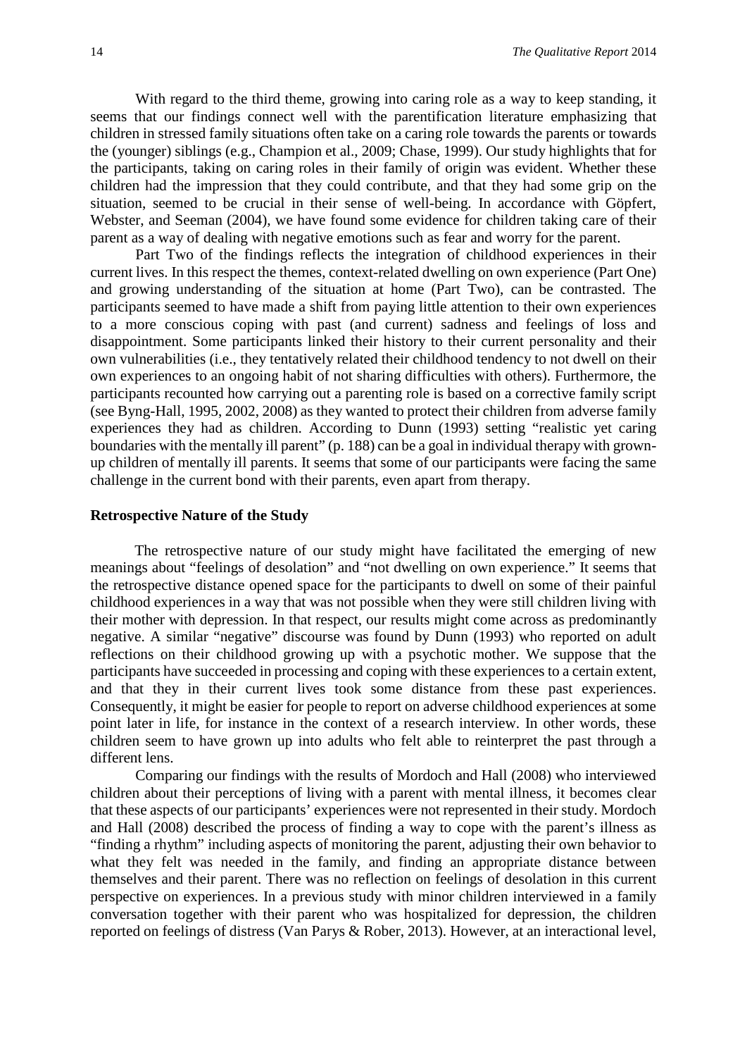With regard to the third theme, growing into caring role as a way to keep standing, it seems that our findings connect well with the parentification literature emphasizing that children in stressed family situations often take on a caring role towards the parents or towards the (younger) siblings (e.g., Champion et al., 2009; Chase, 1999). Our study highlights that for the participants, taking on caring roles in their family of origin was evident. Whether these children had the impression that they could contribute, and that they had some grip on the situation, seemed to be crucial in their sense of well-being. In accordance with Göpfert, Webster, and Seeman (2004), we have found some evidence for children taking care of their parent as a way of dealing with negative emotions such as fear and worry for the parent.

Part Two of the findings reflects the integration of childhood experiences in their current lives. In this respect the themes, context-related dwelling on own experience (Part One) and growing understanding of the situation at home (Part Two), can be contrasted. The participants seemed to have made a shift from paying little attention to their own experiences to a more conscious coping with past (and current) sadness and feelings of loss and disappointment. Some participants linked their history to their current personality and their own vulnerabilities (i.e., they tentatively related their childhood tendency to not dwell on their own experiences to an ongoing habit of not sharing difficulties with others). Furthermore, the participants recounted how carrying out a parenting role is based on a corrective family script (see Byng-Hall, 1995, 2002, 2008) as they wanted to protect their children from adverse family experiences they had as children. According to Dunn (1993) setting "realistic yet caring boundaries with the mentally ill parent" (p. 188) can be a goal in individual therapy with grown-up children of mentally ill parents. It seems that some of our participants were facing the same challenge in the current bond with their parents, even apart from therapy.

**Retrospective Nature of the Study**

The retrospective nature of our study might have facilitated the emerging of new meanings about "feelings of desolation" and "not dwelling on own experience." It seems that the retrospective distance opened space for the participants to dwell on some of their painful childhood experiences in a way that was not possible when they were still children living with their mother with depression. In that respect, our results might come across as predominantly negative. A similar "negative" discourse was found by Dunn (1993) who reported on adult reflections on their childhood growing up with a psychotic mother. We suppose that the participants have succeeded in processing and coping with these experiences to a certain extent, and that they in their current lives took some distance from these past experiences. Consequently, it might be easier for people to report on adverse childhood experiences at some point later in life, for instance in the context of a research interview. In other words, these children seem to have grown up into adults who felt able to reinterpret the past through a different lens.

Comparing our findings with the results of Mordoch and Hall (2008) who interviewed children about their perceptions of living with a parent with mental illness, it becomes clear that these aspects of our participants' experiences were not represented in their study. Mordoch and Hall (2008) described the process of finding a way to cope with the parent's illness as "finding a rhythm" including aspects of monitoring the parent, adjusting their own behavior to what they felt was needed in the family, and finding an appropriate distance between themselves and their parent. There was no reflection on feelings of desolation in this current perspective on experiences. In a previous study with minor children interviewed in a family conversation together with their parent who was hospitalized for depression, the children reported on feelings of distress (Van Parys & Rober, 2013). However, at an interactional level,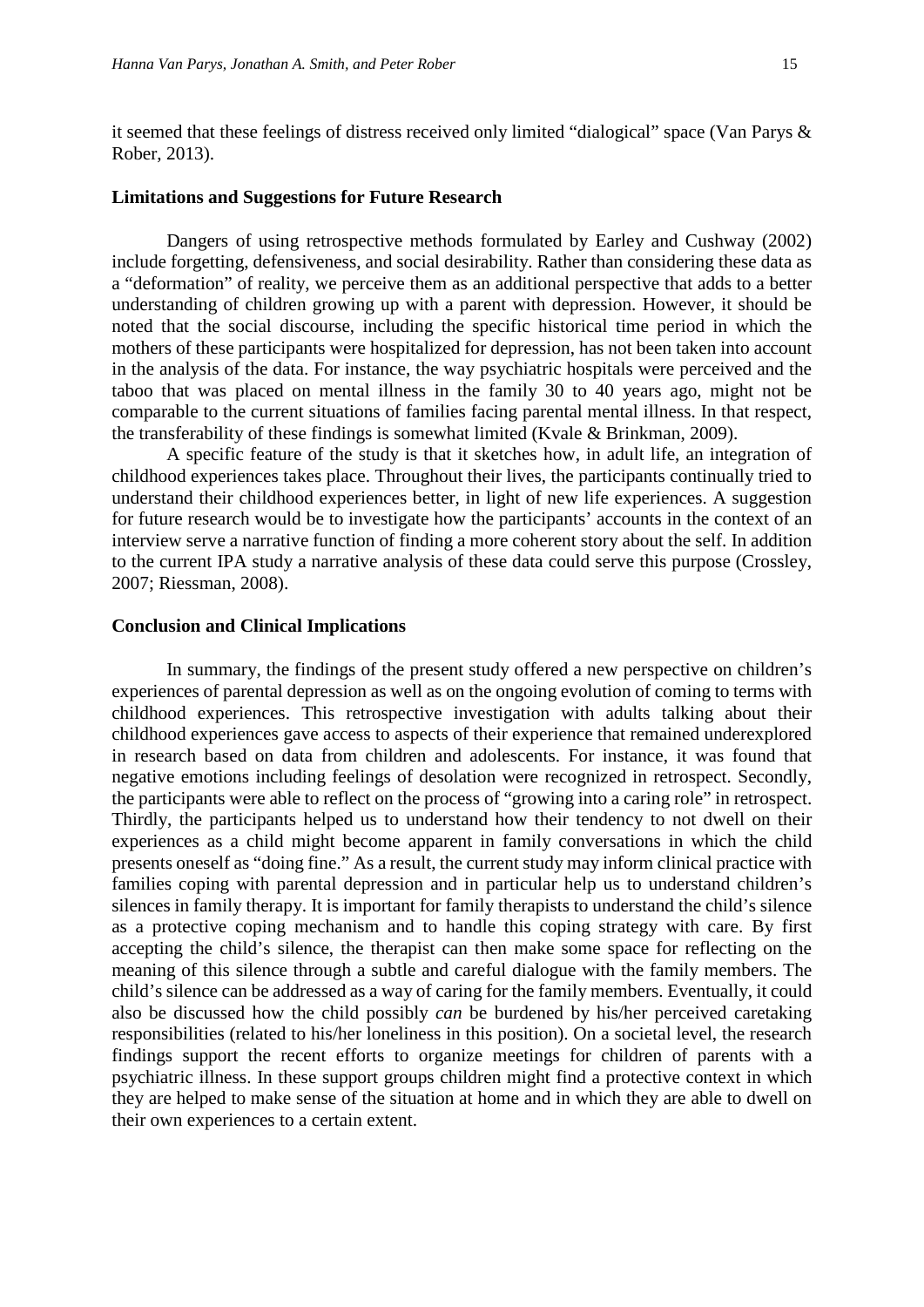it seemed that these feelings of distress received only limited "dialogical" space (Van Parys & Rober, 2013).

### Limitations and Suggestions for Future Research

Dangers of using retrospective methods formulated by Earley and Cushway (2002) include forgetting, defensiveness, and social desirability. Rather than considering these data as a "deformation" of reality, we perceive them as an additional perspective that adds to a better understanding of children growing up with a parent with depression. However, it should be noted that the social discourse, including the specific historical time period in which the mothers of these participants were hospitalized for depression, has not been taken into account in the analysis of the data. For instance, the way psychiatric hospitals were perceived and the taboo that was placed on mental illness in the family 30 to 40 years ago, might not be comparable to the current situations of families facing parental mental illness. In that respect, the transferability of these findings is somewhat limited (Kvale & Brinkman, 2009).

A specific feature of the study is that it sketches how, in adult life, an integration of childhood experiences takes place. Throughout their lives, the participants continually tried to understand their childhood experiences better, in light of new life experiences. A suggestion for future research would be to investigate how the participants' accounts in the context of an interview serve a narrative function of finding a more coherent story about the self. In addition to the current IPA study a narrative analysis of these data could serve this purpose (Crossley, 2007; Riessman, 2008).

### Conclusion and Clinical Implications

In summary, the findings of the present study offered a new perspective on children's experiences of parental depression as well as on the ongoing evolution of coming to terms with childhood experiences. This retrospective investigation with adults talking about their childhood experiences gave access to aspects of their experience that remained underexplored in research based on data from children and adolescents. For instance, it was found that negative emotions including feelings of desolation were recognized in retrospect. Secondly, the participants were able to reflect on the process of "growing into a caring role" in retrospect. Thirdly, the participants helped us to understand how their tendency to not dwell on their experiences as a child might become apparent in family conversations in which the child presents oneself as "doing fine." As a result, the current study may inform clinical practice with families coping with parental depression and in particular help us to understand children's silences in family therapy. It is important for family therapists to understand the child's silence as a protective coping mechanism and to handle this coping strategy with care. By first accepting the child's silence, the therapist can then make some space for reflecting on the meaning of this silence through a subtle and careful dialogue with the family members. The child's silence can be addressed as a way of caring for the family members. Eventually, it could also be discussed how the child possibly *can* be burdened by his/her perceived caretaking responsibilities (related to his/her loneliness in this position). On a societal level, the research findings support the recent efforts to organize meetings for children of parents with a psychiatric illness. In these support groups children might find a protective context in which they are helped to make sense of the situation at home and in which they are able to dwell on their own experiences to a certain extent.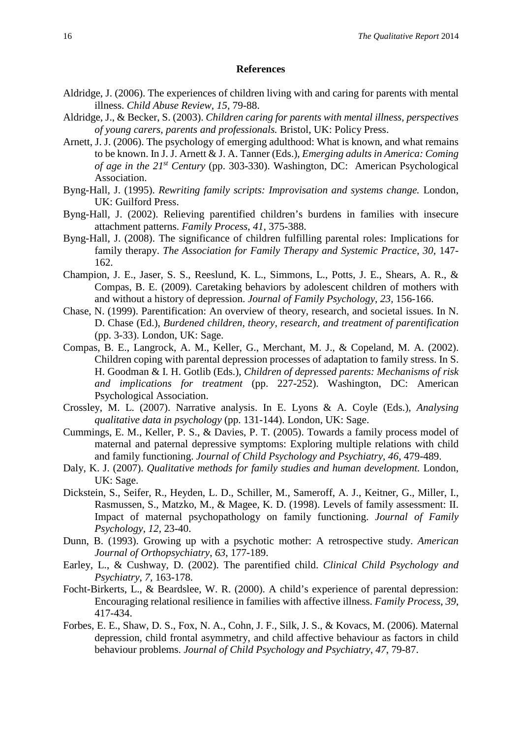## References

Aldridge, J. (2006). The experiences of children living with and caring for parents with mental illness. *Child Abuse Review*, *15*, 79-88.

Aldridge, J., & Becker, S. (2003). *Children caring for parents with mental illness, perspectives of young carers, parents and professionals.* Bristol, UK: Policy Press.

Arnett, J. J. (2006). The psychology of emerging adulthood: What is known, and what remains to be known. In J. J. Arnett & J. A. Tanner (Eds.), *Emerging adults in America: Coming of age in the 21st Century* (pp. 303-330). Washington, DC: American Psychological Association.

Byng-Hall, J. (1995). *Rewriting family scripts: Improvisation and systems change.* London, UK: Guilford Press.

Byng-Hall, J. (2002). Relieving parentified children's burdens in families with insecure attachment patterns. *Family Process*, *41*, 375-388.

Byng-Hall, J. (2008). The significance of children fulfilling parental roles: Implications for family therapy. *The Association for Family Therapy and Systemic Practice*, *30*, 147-162.

Champion, J. E., Jaser, S. S., Reeslund, K. L., Simmons, L., Potts, J. E., Shears, A. R., & Compas, B. E. (2009). Caretaking behaviors by adolescent children of mothers with and without a history of depression. *Journal of Family Psychology*, *23*, 156-166.

Chase, N. (1999). Parentification: An overview of theory, research, and societal issues. In N. D. Chase (Ed.), *Burdened children, theory, research, and treatment of parentification* (pp. 3-33). London, UK: Sage.

Compas, B. E., Langrock, A. M., Keller, G., Merchant, M. J., & Copeland, M. A. (2002). Children coping with parental depression processes of adaptation to family stress. In S. H. Goodman & I. H. Gotlib (Eds.), *Children of depressed parents: Mechanisms of risk and implications for treatment* (pp. 227-252). Washington, DC: American Psychological Association.

Crossley, M. L. (2007). Narrative analysis. In E. Lyons & A. Coyle (Eds.), *Analysing qualitative data in psychology* (pp. 131-144). London, UK: Sage.

Cummings, E. M., Keller, P. S., & Davies, P. T. (2005). Towards a family process model of maternal and paternal depressive symptoms: Exploring multiple relations with child and family functioning. *Journal of Child Psychology and Psychiatry*, *46*, 479-489.

Daly, K. J. (2007). *Qualitative methods for family studies and human development.* London, UK: Sage.

Dickstein, S., Seifer, R., Heyden, L. D., Schiller, M., Sameroff, A. J., Keitner, G., Miller, I., Rasmussen, S., Matzko, M., & Magee, K. D. (1998). Levels of family assessment: II. Impact of maternal psychopathology on family functioning. *Journal of Family Psychology*, *12*, 23-40.

Dunn, B. (1993). Growing up with a psychotic mother: A retrospective study. *American Journal of Orthopsychiatry*, *63*, 177-189.

Earley, L., & Cushway, D. (2002). The parentified child. *Clinical Child Psychology and Psychiatry*, *7*, 163-178.

Focht-Birkerts, L., & Beardslee, W. R. (2000). A child's experience of parental depression: Encouraging relational resilience in families with affective illness. *Family Process*, *39*, 417-434.

Forbes, E. E., Shaw, D. S., Fox, N. A., Cohn, J. F., Silk, J. S., & Kovacs, M. (2006). Maternal depression, child frontal asymmetry, and child affective behaviour as factors in child behaviour problems. *Journal of Child Psychology and Psychiatry*, *47*, 79-87.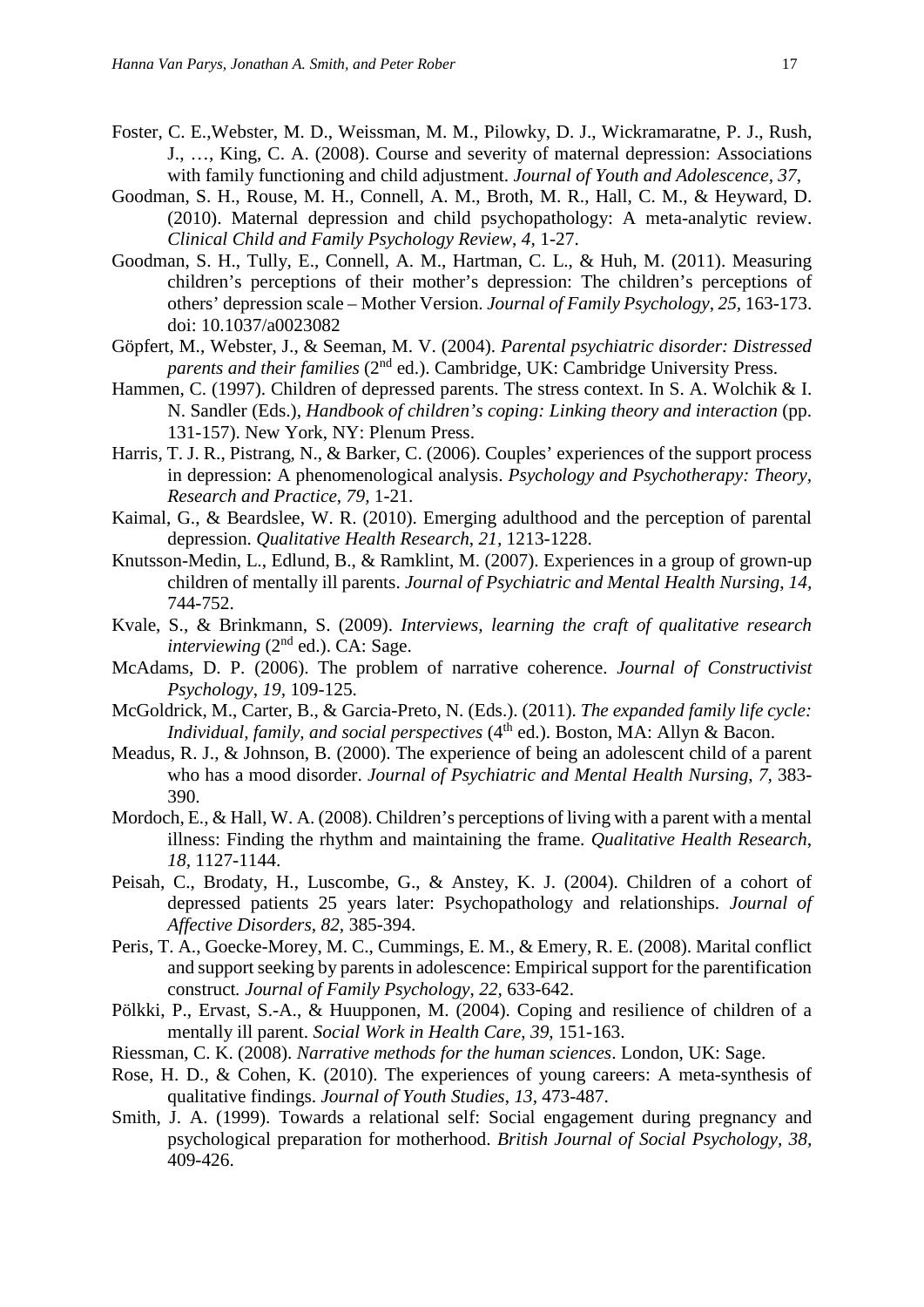Foster, C. E.,Webster, M. D., Weissman, M. M., Pilowky, D. J., Wickramaratne, P. J., Rush, J., …, King, C. A. (2008). Course and severity of maternal depression: Associations with family functioning and child adjustment. *Journal of Youth and Adolescence*, *37*,

Goodman, S. H., Rouse, M. H., Connell, A. M., Broth, M. R., Hall, C. M., & Heyward, D. (2010). Maternal depression and child psychopathology: A meta-analytic review. *Clinical Child and Family Psychology Review*, *4,* 1-27.

Goodman, S. H., Tully, E., Connell, A. M., Hartman, C. L., & Huh, M. (2011). Measuring children's perceptions of their mother's depression: The children's perceptions of others' depression scale – Mother Version. *Journal of Family Psychology*, *25,* 163-173. doi: 10.1037/a0023082

Göpfert, M., Webster, J., & Seeman, M. V. (2004). *Parental psychiatric disorder: Distressed parents and their families* (2nd ed.). Cambridge, UK: Cambridge University Press.

Hammen, C. (1997). Children of depressed parents. The stress context. In S. A. Wolchik & I. N. Sandler (Eds.), *Handbook of children's coping: Linking theory and interaction* (pp. 131-157). New York, NY: Plenum Press.

Harris, T. J. R., Pistrang, N., & Barker, C. (2006). Couples' experiences of the support process in depression: A phenomenological analysis. *Psychology and Psychotherapy: Theory, Research and Practice*, *79,* 1-21.

Kaimal, G., & Beardslee, W. R. (2010). Emerging adulthood and the perception of parental depression. *Qualitative Health Research*, *21,* 1213-1228.

Knutsson-Medin, L., Edlund, B., & Ramklint, M. (2007). Experiences in a group of grown-up children of mentally ill parents. *Journal of Psychiatric and Mental Health Nursing*, *14,* 744-752.

Kvale, S., & Brinkmann, S. (2009). *Interviews, learning the craft of qualitative research interviewing* (2nd ed.). CA: Sage.

McAdams, D. P. (2006). The problem of narrative coherence. *Journal of Constructivist Psychology*, *19,* 109-125.

McGoldrick, M., Carter, B., & Garcia-Preto, N. (Eds.). (2011). *The expanded family life cycle: Individual, family, and social perspectives* (4th ed.). Boston, MA: Allyn & Bacon.

Meadus, R. J., & Johnson, B. (2000). The experience of being an adolescent child of a parent who has a mood disorder. *Journal of Psychiatric and Mental Health Nursing, 7,* 383-390.

Mordoch, E., & Hall, W. A. (2008). Children's perceptions of living with a parent with a mental illness: Finding the rhythm and maintaining the frame. *Qualitative Health Research*, *18,* 1127-1144.

Peisah, C., Brodaty, H., Luscombe, G., & Anstey, K. J. (2004). Children of a cohort of depressed patients 25 years later: Psychopathology and relationships. *Journal of Affective Disorders*, *82,* 385-394.

Peris, T. A., Goecke-Morey, M. C., Cummings, E. M., & Emery, R. E. (2008). Marital conflict and support seeking by parents in adolescence: Empirical support for the parentification construct*. Journal of Family Psychology*, *22,* 633-642.

Pölkki, P., Ervast, S.-A., & Huupponen, M. (2004). Coping and resilience of children of a mentally ill parent. *Social Work in Health Care*, *39,* 151-163.

Riessman, C. K. (2008). *Narrative methods for the human sciences*. London, UK: Sage.

Rose, H. D., & Cohen, K. (2010). The experiences of young careers: A meta-synthesis of qualitative findings. *Journal of Youth Studies*, *13,* 473-487.

Smith, J. A. (1999). Towards a relational self: Social engagement during pregnancy and psychological preparation for motherhood. *British Journal of Social Psychology, 38,* 409-426.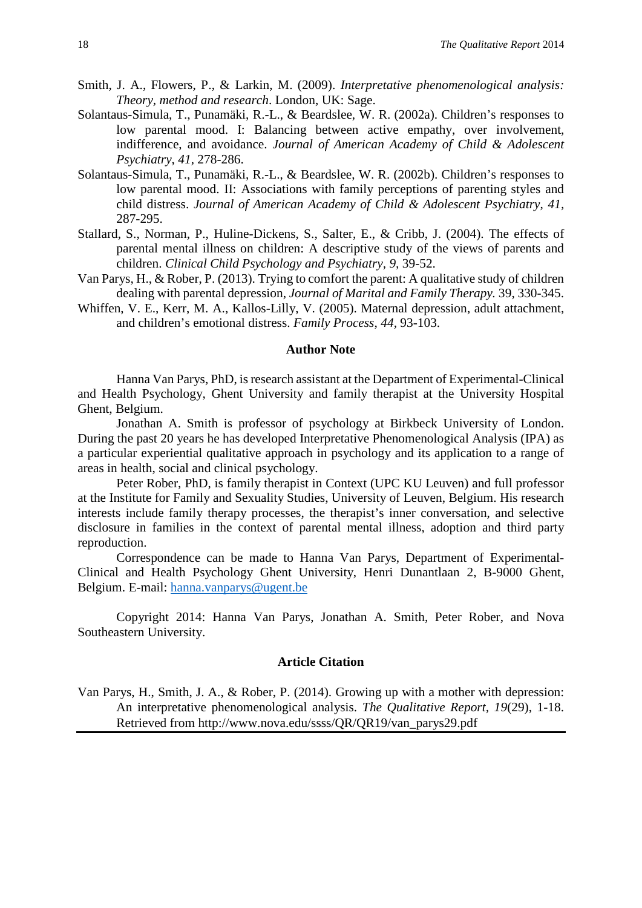Smith, J. A., Flowers, P., & Larkin, M. (2009). *Interpretative phenomenological analysis: Theory, method and research*. London, UK: Sage.

Solantaus-Simula, T., Punamäki, R.-L., & Beardslee, W. R. (2002a). Children's responses to low parental mood. I: Balancing between active empathy, over involvement, indifference, and avoidance. *Journal of American Academy of Child & Adolescent Psychiatry*, *41*, 278-286.

Solantaus-Simula, T., Punamäki, R.-L., & Beardslee, W. R. (2002b). Children's responses to low parental mood. II: Associations with family perceptions of parenting styles and child distress. *Journal of American Academy of Child & Adolescent Psychiatry*, *41*, 287-295.

Stallard, S., Norman, P., Huline-Dickens, S., Salter, E., & Cribb, J. (2004). The effects of parental mental illness on children: A descriptive study of the views of parents and children. *Clinical Child Psychology and Psychiatry*, *9*, 39-52.

Van Parys, H., & Rober, P. (2013). Trying to comfort the parent: A qualitative study of children dealing with parental depression, *Journal of Marital and Family Therapy.* 39, 330-345.

Whiffen, V. E., Kerr, M. A., Kallos-Lilly, V. (2005). Maternal depression, adult attachment, and children's emotional distress. *Family Process*, *44*, 93-103.

## Author Note

Hanna Van Parys, PhD, is research assistant at the Department of Experimental-Clinical and Health Psychology, Ghent University and family therapist at the University Hospital Ghent, Belgium.

Jonathan A. Smith is professor of psychology at Birkbeck University of London. During the past 20 years he has developed Interpretative Phenomenological Analysis (IPA) as a particular experiential qualitative approach in psychology and its application to a range of areas in health, social and clinical psychology.

Peter Rober, PhD, is family therapist in Context (UPC KU Leuven) and full professor at the Institute for Family and Sexuality Studies, University of Leuven, Belgium. His research interests include family therapy processes, the therapist's inner conversation, and selective disclosure in families in the context of parental mental illness, adoption and third party reproduction.

Correspondence can be made to Hanna Van Parys, Department of Experimental-Clinical and Health Psychology Ghent University, Henri Dunantlaan 2, B-9000 Ghent, Belgium. E-mail: hanna.vanparys@ugent.be

Copyright 2014: Hanna Van Parys, Jonathan A. Smith, Peter Rober, and Nova Southeastern University.

## Article Citation

Van Parys, H., Smith, J. A., & Rober, P. (2014). Growing up with a mother with depression: An interpretative phenomenological analysis. *The Qualitative Report*, *19*(29), 1-18. Retrieved from http://www.nova.edu/ssss/QR/QR19/van_parys29.pdf